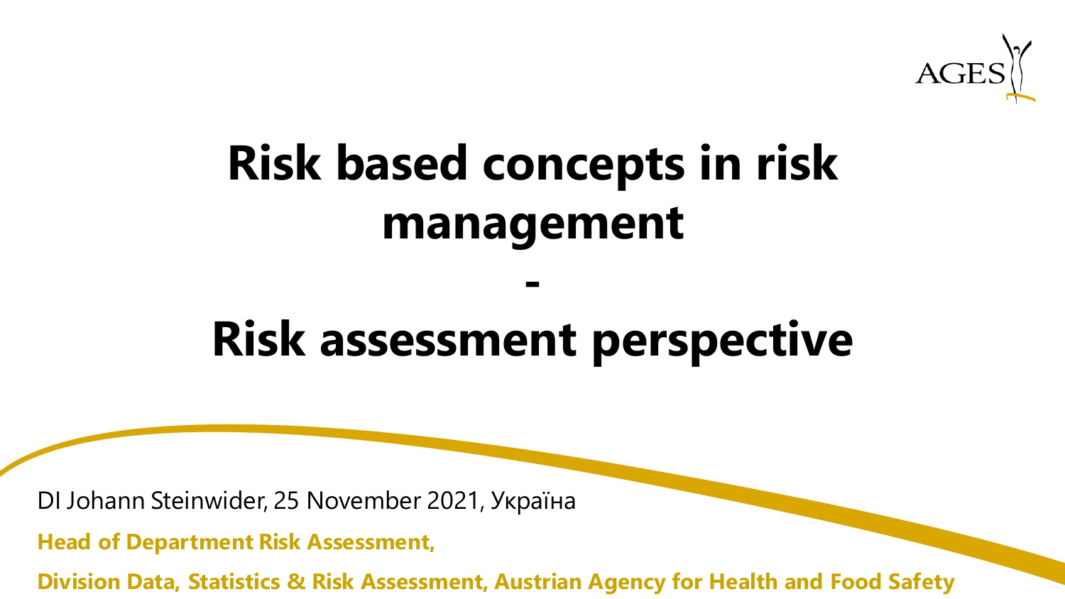AGES

# Risk based concepts in risk management

# -

# Risk assessment perspective

DI Johann Steinwider, 25 November 2021, Україна

**Head of Department Risk Assessment,**

**Division Data, Statistics & Risk Assessment, Austrian Agency for Health and Food Safety**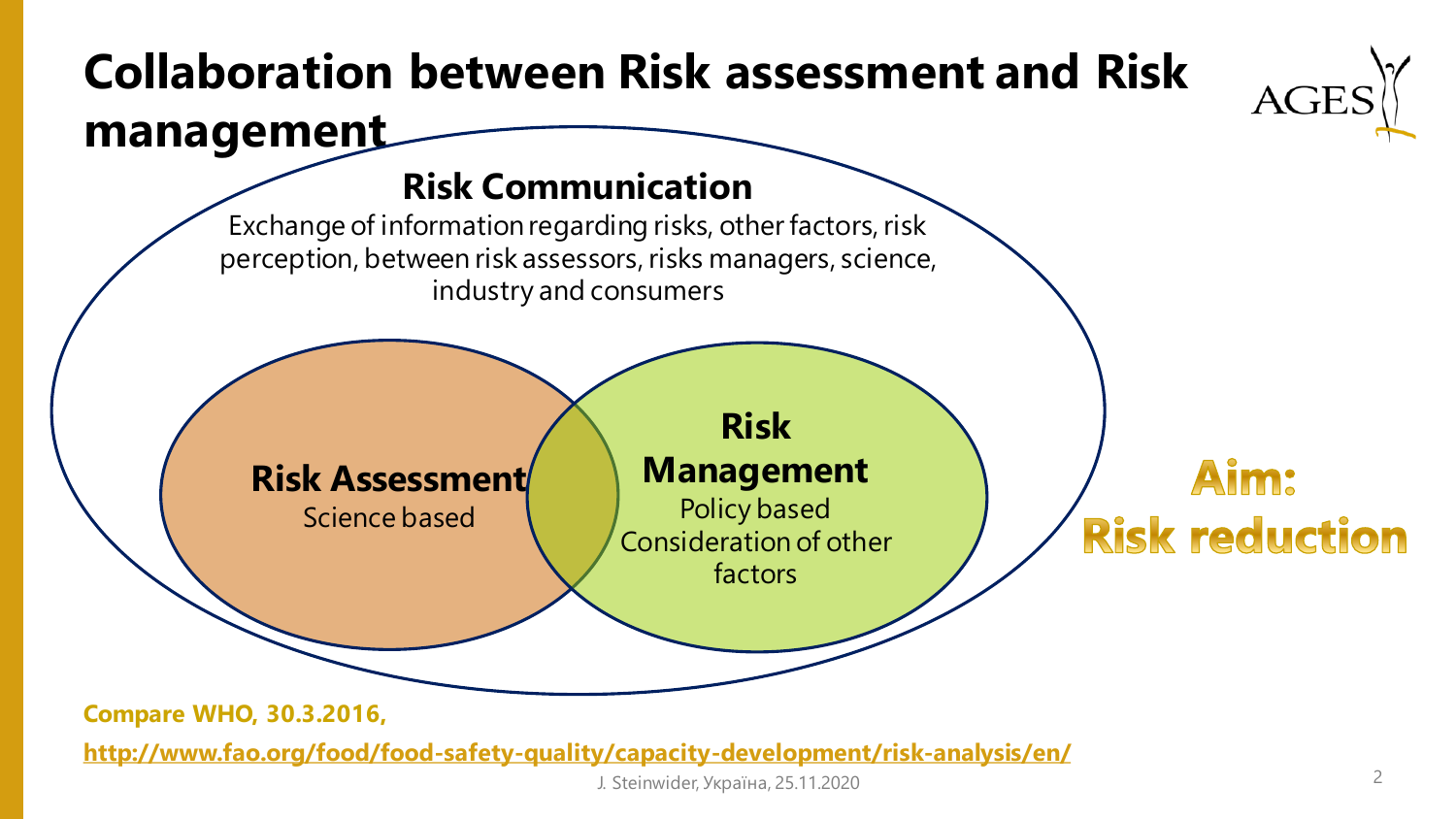# Collaboration between Risk assessment and Risk management

## Risk Communication

Exchange of information regarding risks, other factors, risk perception, between risk assessors, risks managers, science, industry and consumers

**Risk Assessment**
Science based

**Risk Management**
Policy based
Consideration of other factors

**Aim: Risk reduction**

**Compare WHO, 30.3.2016,**

**http://www.fao.org/food/food-safety-quality/capacity-development/risk-analysis/en/**

J. Steinwider, Україна, 25.11.2020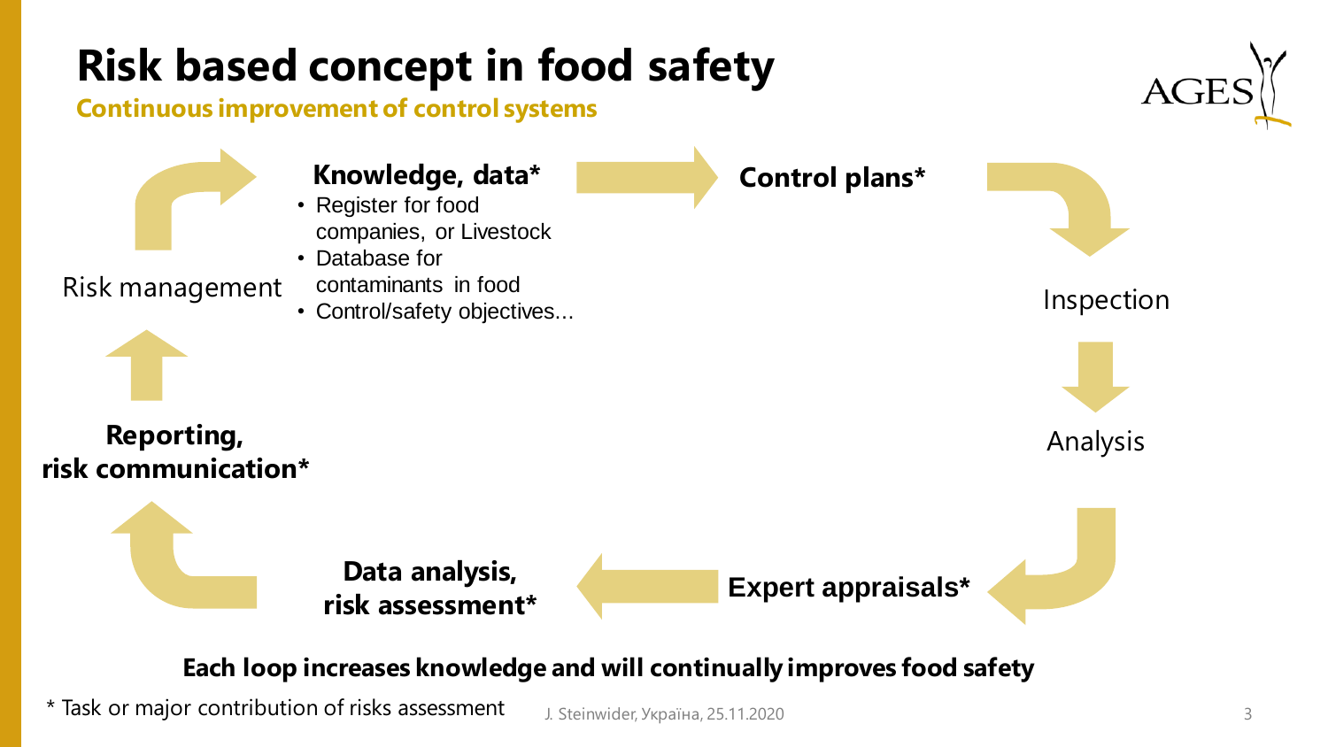# Risk based concept in food safety

**Continuous improvement of control systems**

Risk management

**Knowledge, data***

- Register for food companies, or Livestock
- Database for contaminants in food
- Control/safety objectives...

**Control plans***

Inspection

Analysis

**Expert appraisals***

**Data analysis, risk assessment***

**Reporting, risk communication***

**Each loop increases knowledge and will continually improves food safety**

* Task or major contribution of risks assessment

J. Steinwider, Україна, 25.11.2020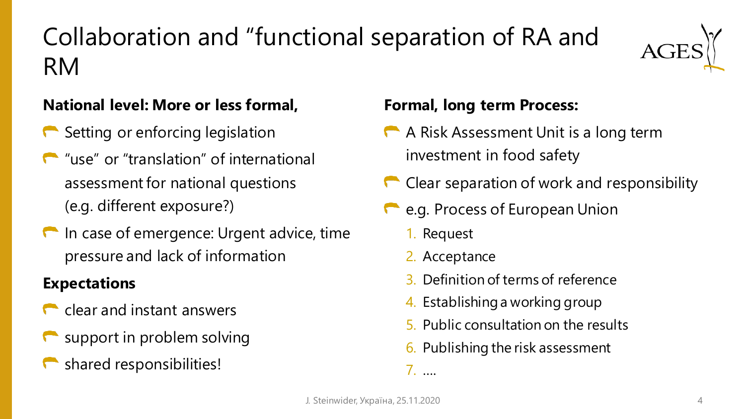# Collaboration and "functional separation of RA and RM

**National level: More or less formal,**

- Setting or enforcing legislation
- "use" or "translation" of international assessment for national questions (e.g. different exposure?)
- In case of emergence: Urgent advice, time pressure and lack of information

**Expectations**

- clear and instant answers
- support in problem solving
- shared responsibilities!

**Formal, long term Process:**

- A Risk Assessment Unit is a long term investment in food safety
- Clear separation of work and responsibility
- e.g. Process of European Union
  1. Request
  2. Acceptance
  3. Definition of terms of reference
  4. Establishing a working group
  5. Public consultation on the results
  6. Publishing the risk assessment
  7. ....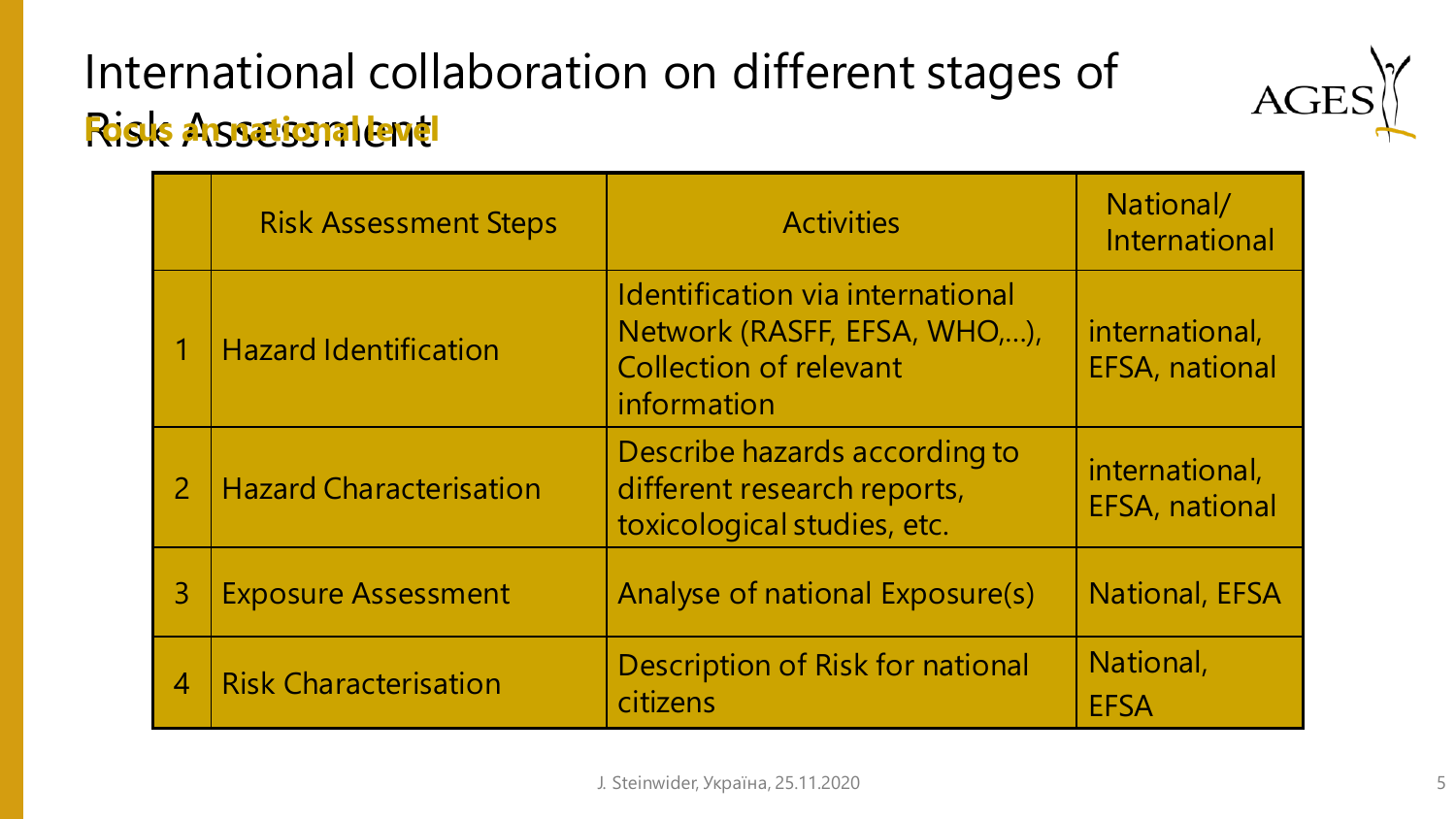# International collaboration on different stages of Risk Assessment

**Focus on national level**

| | Risk Assessment Steps | Activities | National/ International |
|---|---|---|---|
| 1 | Hazard Identification | Identification via international Network (RASFF, EFSA, WHO,…), Collection of relevant information | international, EFSA, national |
| 2 | Hazard Characterisation | Describe hazards according to different research reports, toxicological studies, etc. | international, EFSA, national |
| 3 | Exposure Assessment | Analyse of national Exposure(s) | National, EFSA |
| 4 | Risk Characterisation | Description of Risk for national citizens | National, EFSA |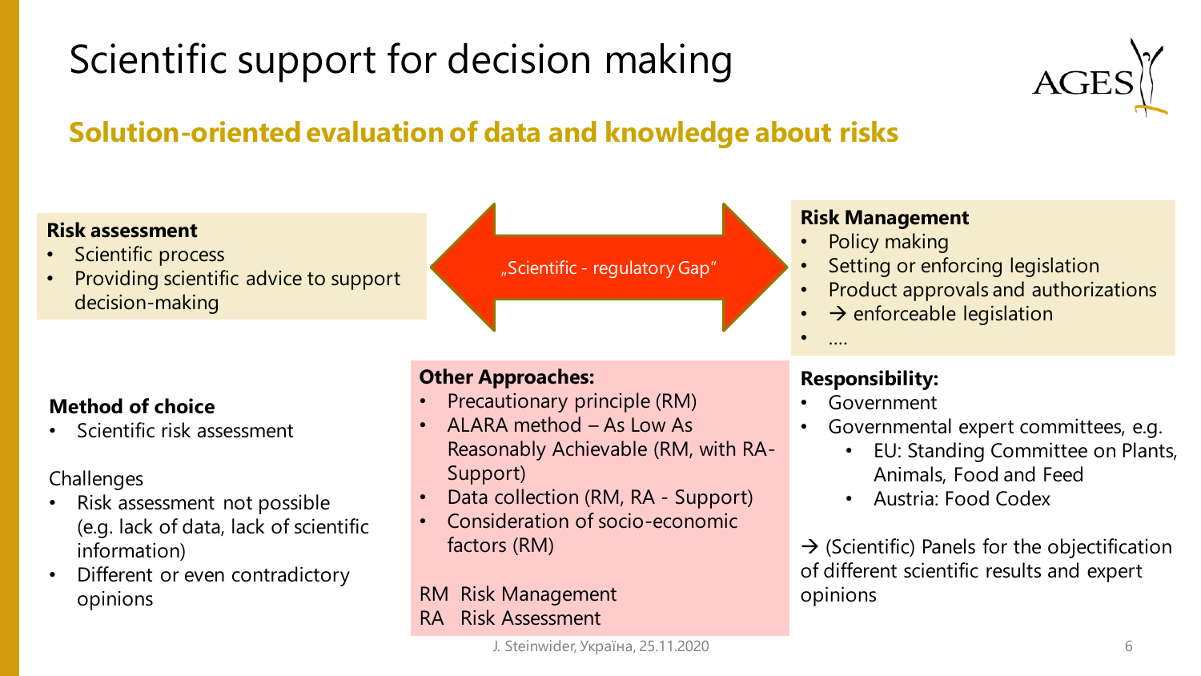# Scientific support for decision making

## Solution-oriented evaluation of data and knowledge about risks

**Risk assessment**
- Scientific process
- Providing scientific advice to support decision-making

„Scientific - regulatory Gap"

**Risk Management**
- Policy making
- Setting or enforcing legislation
- Product approvals and authorizations
- → enforceable legislation
- ….

**Method of choice**
- Scientific risk assessment

Challenges
- Risk assessment not possible (e.g. lack of data, lack of scientific information)
- Different or even contradictory opinions

**Other Approaches:**
- Precautionary principle (RM)
- ALARA method – As Low As Reasonably Achievable (RM, with RA-Support)
- Data collection (RM, RA - Support)
- Consideration of socio-economic factors (RM)

RM Risk Management
RA Risk Assessment

**Responsibility:**
- Government
- Governmental expert committees, e.g.
  - EU: Standing Committee on Plants, Animals, Food and Feed
  - Austria: Food Codex

→ (Scientific) Panels for the objectification of different scientific results and expert opinions

J. Steinwider, Україна, 25.11.2020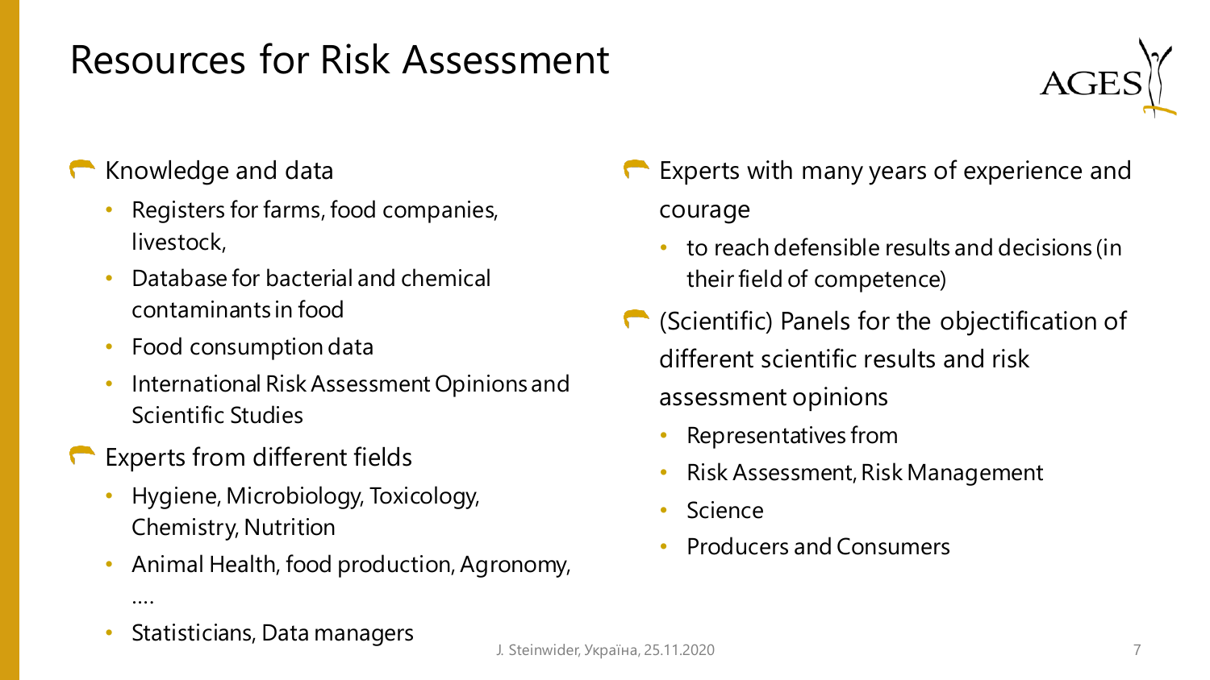# Resources for Risk Assessment

- Knowledge and data
  - Registers for farms, food companies, livestock,
  - Database for bacterial and chemical contaminants in food
  - Food consumption data
  - International Risk Assessment Opinions and Scientific Studies
- Experts from different fields
  - Hygiene, Microbiology, Toxicology, Chemistry, Nutrition
  - Animal Health, food production, Agronomy, ….
  - Statisticians, Data managers
- Experts with many years of experience and courage
  - to reach defensible results and decisions (in their field of competence)
- (Scientific) Panels for the objectification of different scientific results and risk assessment opinions
  - Representatives from
  - Risk Assessment, Risk Management
  - Science
  - Producers and Consumers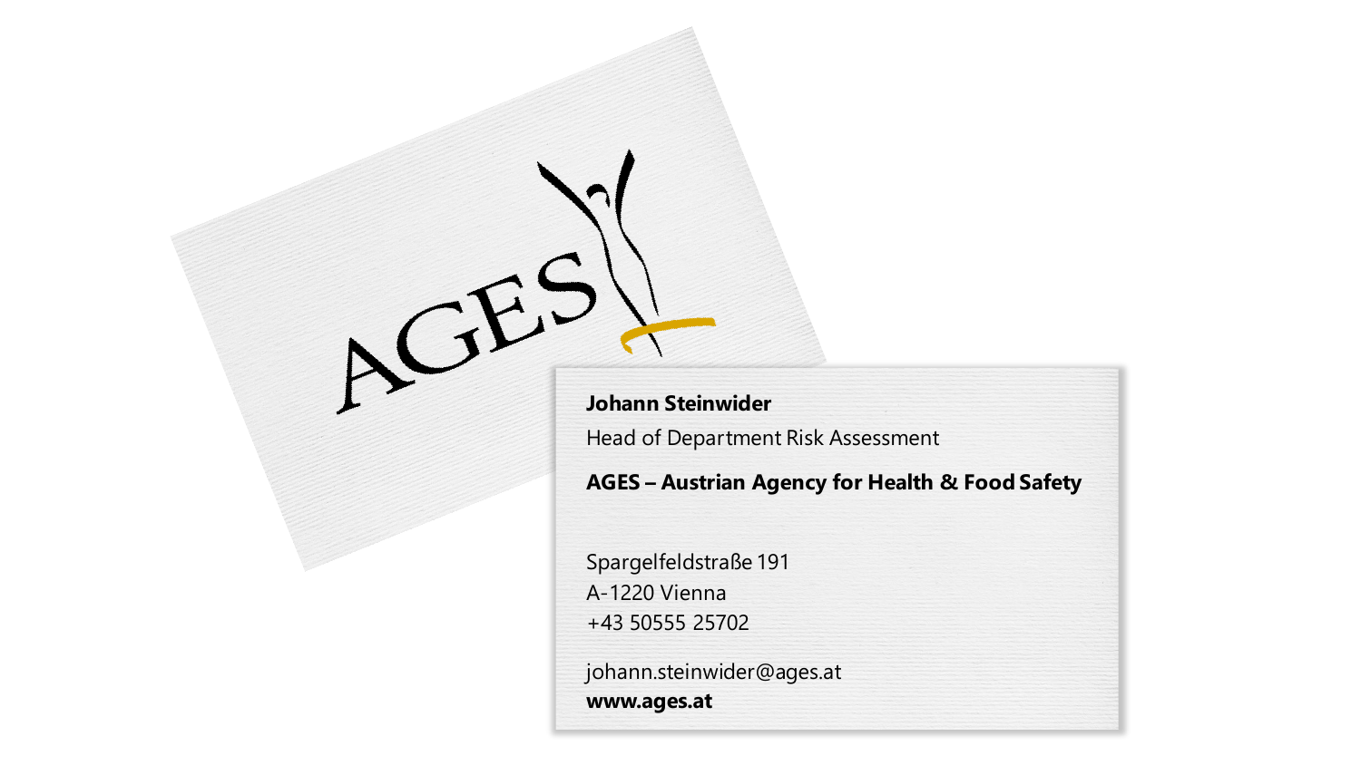AGES

**Johann Steinwider**

Head of Department Risk Assessment

**AGES – Austrian Agency for Health & Food Safety**

Spargelfeldstraße 191
A-1220 Vienna
+43 50555 25702

johann.steinwider@ages.at
**www.ages.at**